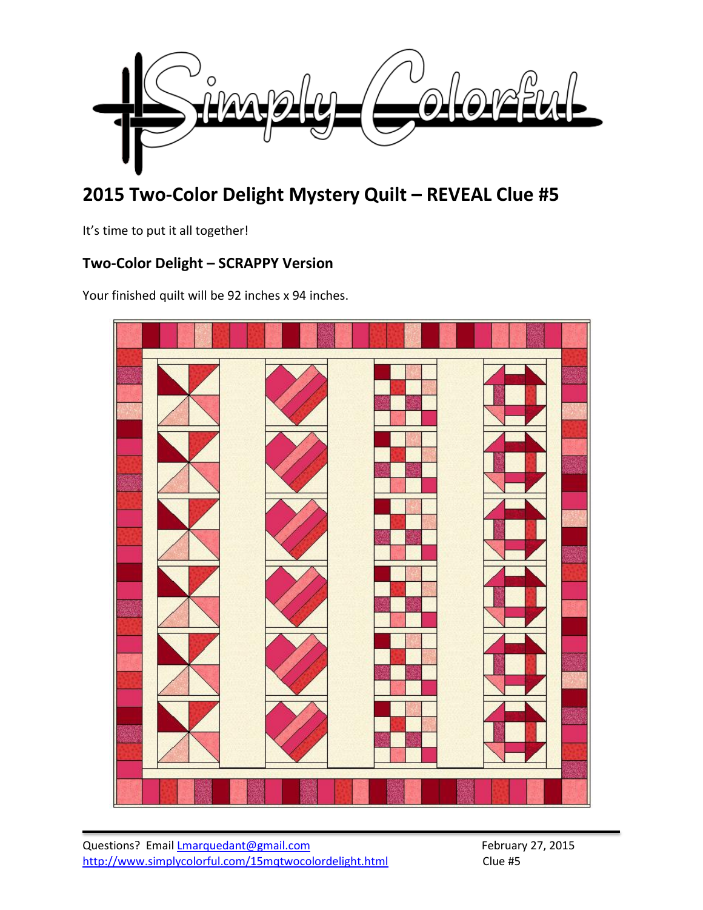# 2015 Two-Color Delight Mystery Quilt – REVEAL Clue #5

It's time to put it all together!

## Two-Color Delight – SCRAPPY Version

Your finished quilt will be 92 inches x 94 inches.

Questions? Email Lmarquedant@gmail.com
http://www.simplycolorful.com/15mqtwocolordelight.html

February 27, 2015
Clue #5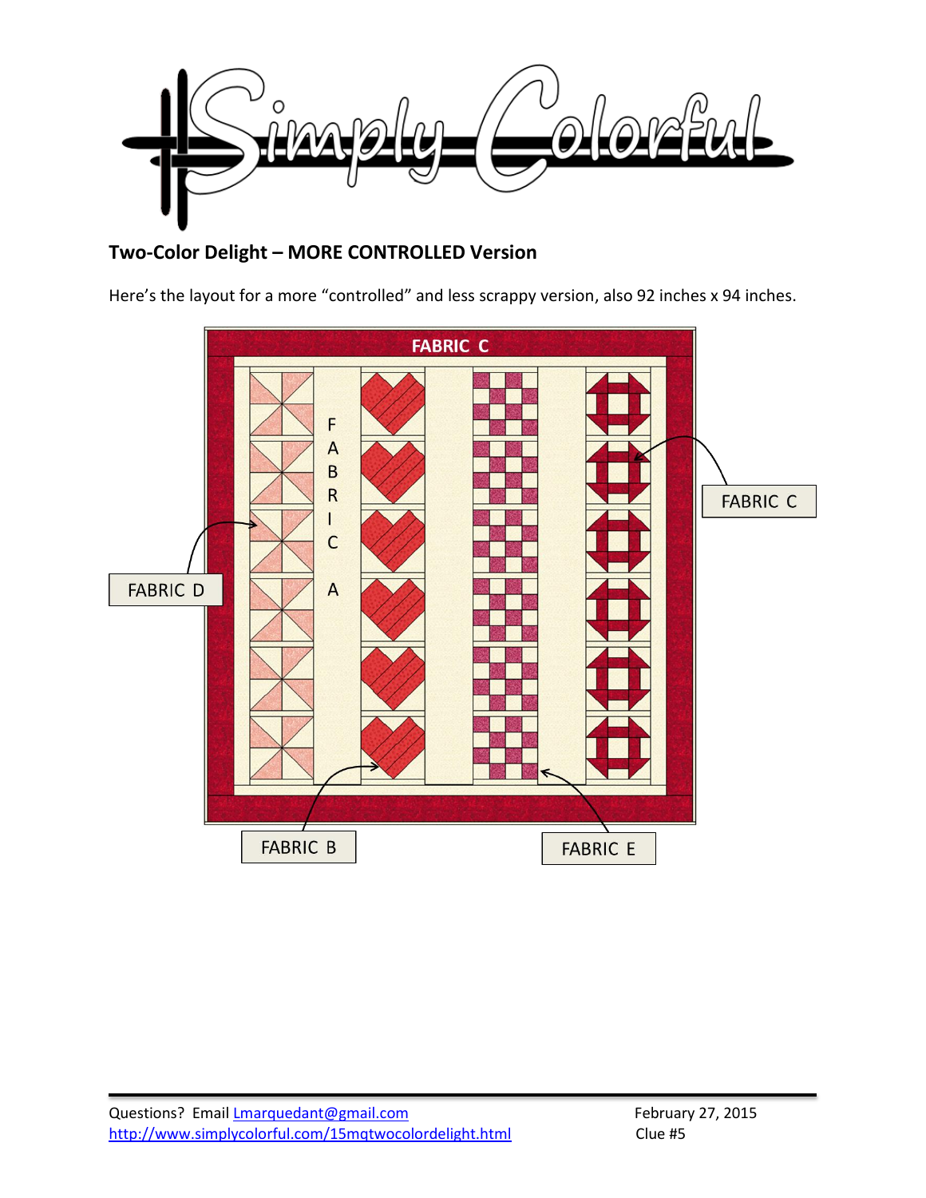## Two-Color Delight – MORE CONTROLLED Version

Here's the layout for a more "controlled" and less scrappy version, also 92 inches x 94 inches.

FABRIC C

FABRIC A

FABRIC C

FABRIC D

FABRIC B

FABRIC E

Questions? Email [Lmarquedant@gmail.com](mailto:Lmarquedant@gmail.com)
[http://www.simplycolorful.com/15mqtwocolordelight.html](http://www.simplycolorful.com/15mqtwocolordelight.html)

February 27, 2015
Clue #5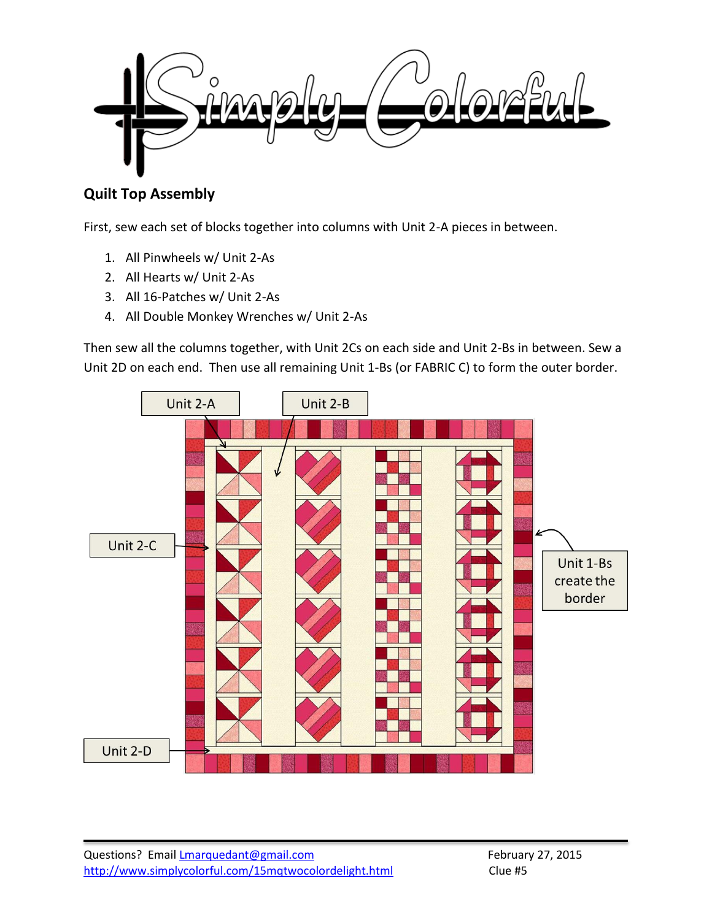## Quilt Top Assembly

First, sew each set of blocks together into columns with Unit 2-A pieces in between.

1. All Pinwheels w/ Unit 2-As
2. All Hearts w/ Unit 2-As
3. All 16-Patches w/ Unit 2-As
4. All Double Monkey Wrenches w/ Unit 2-As

Then sew all the columns together, with Unit 2Cs on each side and Unit 2-Bs in between. Sew a Unit 2D on each end. Then use all remaining Unit 1-Bs (or FABRIC C) to form the outer border.

Unit 2-A

Unit 2-B

Unit 2-C

Unit 1-Bs create the border

Unit 2-D

Questions? Email Lmarquedant@gmail.com
http://www.simplycolorful.com/15mqtwocolordelight.html

February 27, 2015
Clue #5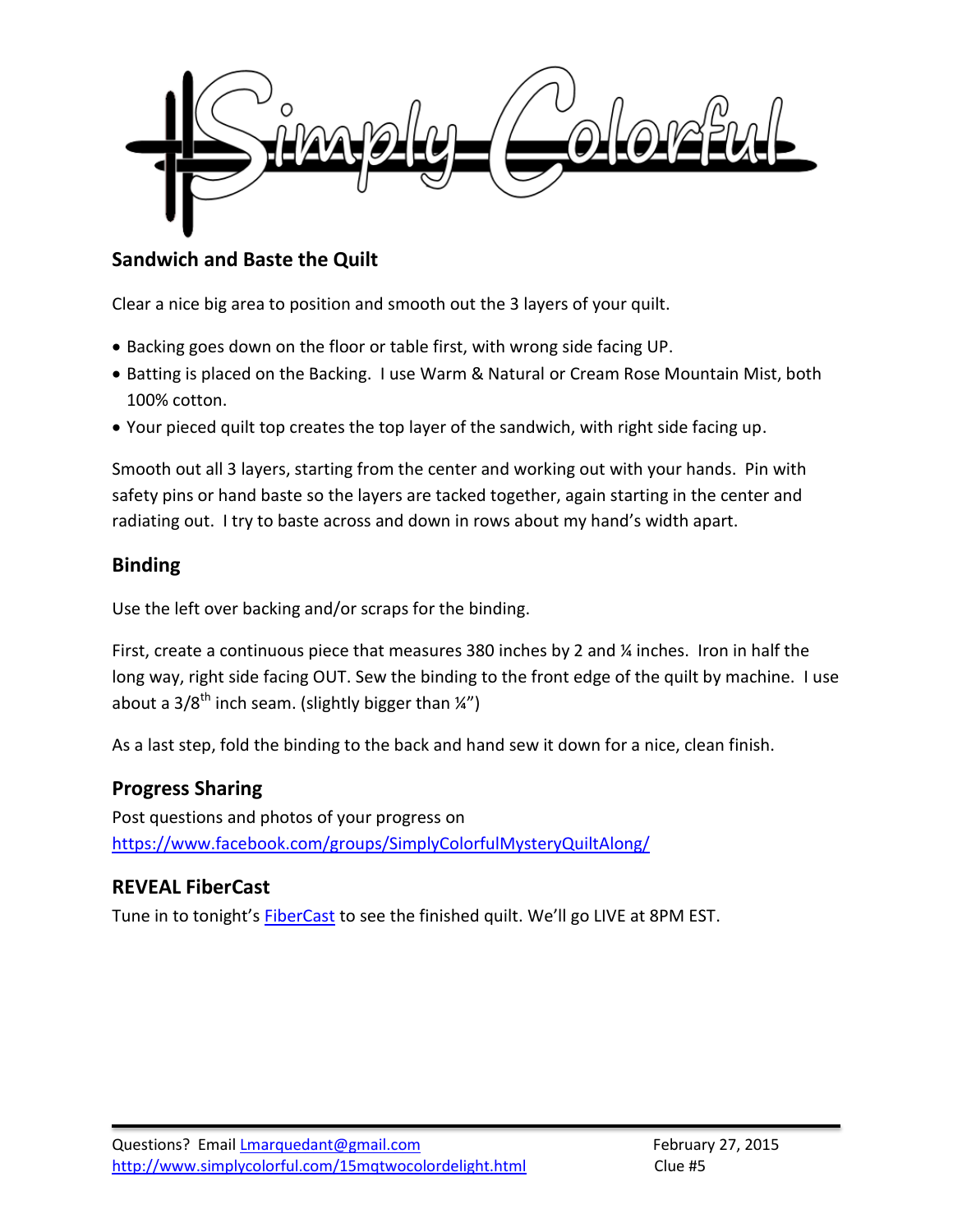Simply Colorful

## Sandwich and Baste the Quilt

Clear a nice big area to position and smooth out the 3 layers of your quilt.

- Backing goes down on the floor or table first, with wrong side facing UP.
- Batting is placed on the Backing. I use Warm & Natural or Cream Rose Mountain Mist, both 100% cotton.
- Your pieced quilt top creates the top layer of the sandwich, with right side facing up.

Smooth out all 3 layers, starting from the center and working out with your hands. Pin with safety pins or hand baste so the layers are tacked together, again starting in the center and radiating out. I try to baste across and down in rows about my hand's width apart.

## Binding

Use the left over backing and/or scraps for the binding.

First, create a continuous piece that measures 380 inches by 2 and ¼ inches. Iron in half the long way, right side facing OUT. Sew the binding to the front edge of the quilt by machine. I use about a 3/8th inch seam. (slightly bigger than ¼")

As a last step, fold the binding to the back and hand sew it down for a nice, clean finish.

## Progress Sharing

Post questions and photos of your progress on
https://www.facebook.com/groups/SimplyColorfulMysteryQuiltAlong/

## REVEAL FiberCast

Tune in to tonight's FiberCast to see the finished quilt. We'll go LIVE at 8PM EST.

Questions? Email Lmarquedant@gmail.com
http://www.simplycolorful.com/15mqtwocolordelight.html

February 27, 2015
Clue #5